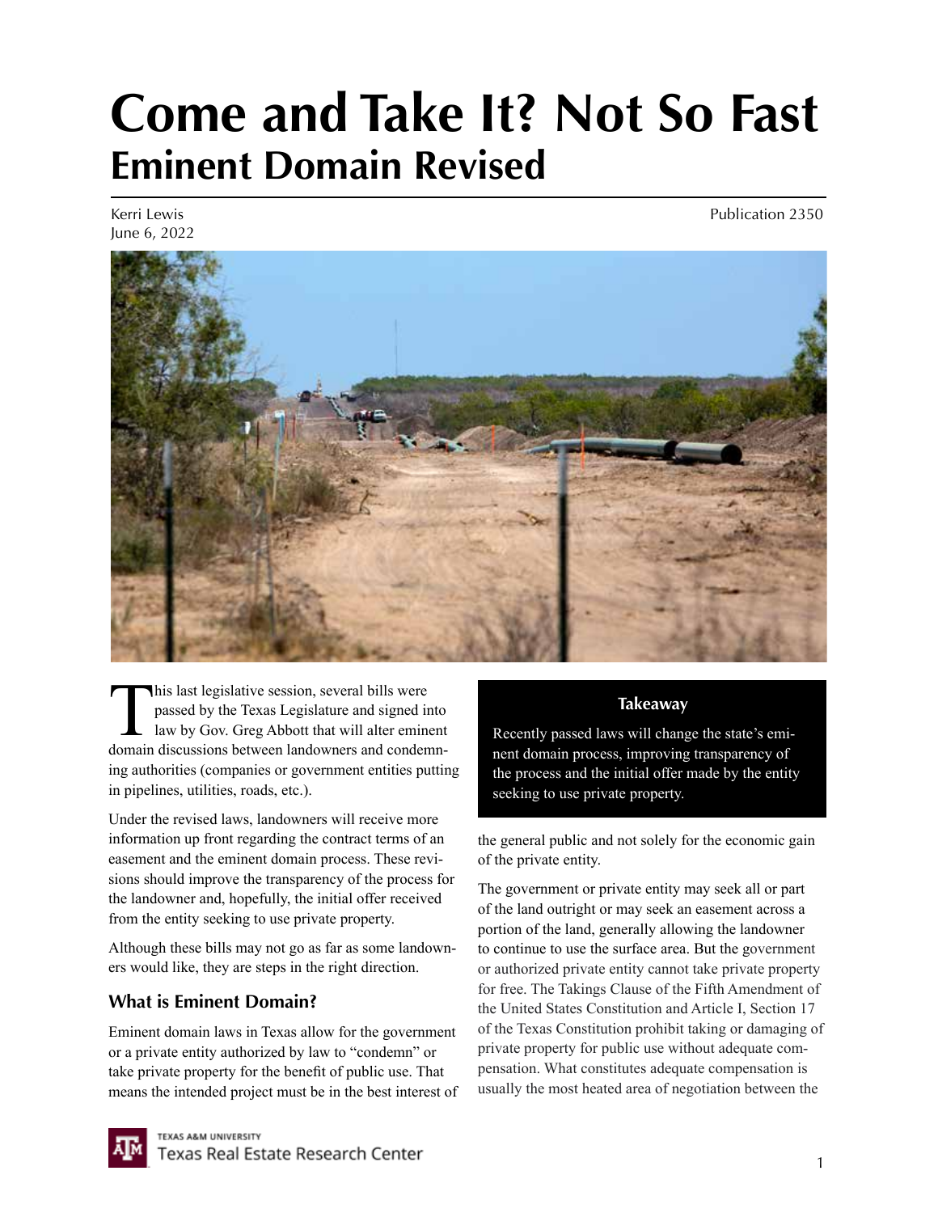# Come and Take It? Not So Fast

## Eminent Domain Revised

Kerri Lewis
June 6, 2022

Publication 2350

This last legislative session, several bills were passed by the Texas Legislature and signed into law by Gov. Greg Abbott that will alter eminent domain discussions between landowners and condemning authorities (companies or government entities putting in pipelines, utilities, roads, etc.).

Under the revised laws, landowners will receive more information up front regarding the contract terms of an easement and the eminent domain process. These revisions should improve the transparency of the process for the landowner and, hopefully, the initial offer received from the entity seeking to use private property.

Although these bills may not go as far as some landowners would like, they are steps in the right direction.

**Takeaway**

Recently passed laws will change the state's eminent domain process, improving transparency of the process and the initial offer made by the entity seeking to use private property.

### What is Eminent Domain?

Eminent domain laws in Texas allow for the government or a private entity authorized by law to "condemn" or take private property for the benefit of public use. That means the intended project must be in the best interest of the general public and not solely for the economic gain of the private entity.

The government or private entity may seek all or part of the land outright or may seek an easement across a portion of the land, generally allowing the landowner to continue to use the surface area. But the government or authorized private entity cannot take private property for free. The Takings Clause of the Fifth Amendment of the United States Constitution and Article I, Section 17 of the Texas Constitution prohibit taking or damaging of private property for public use without adequate compensation. What constitutes adequate compensation is usually the most heated area of negotiation between the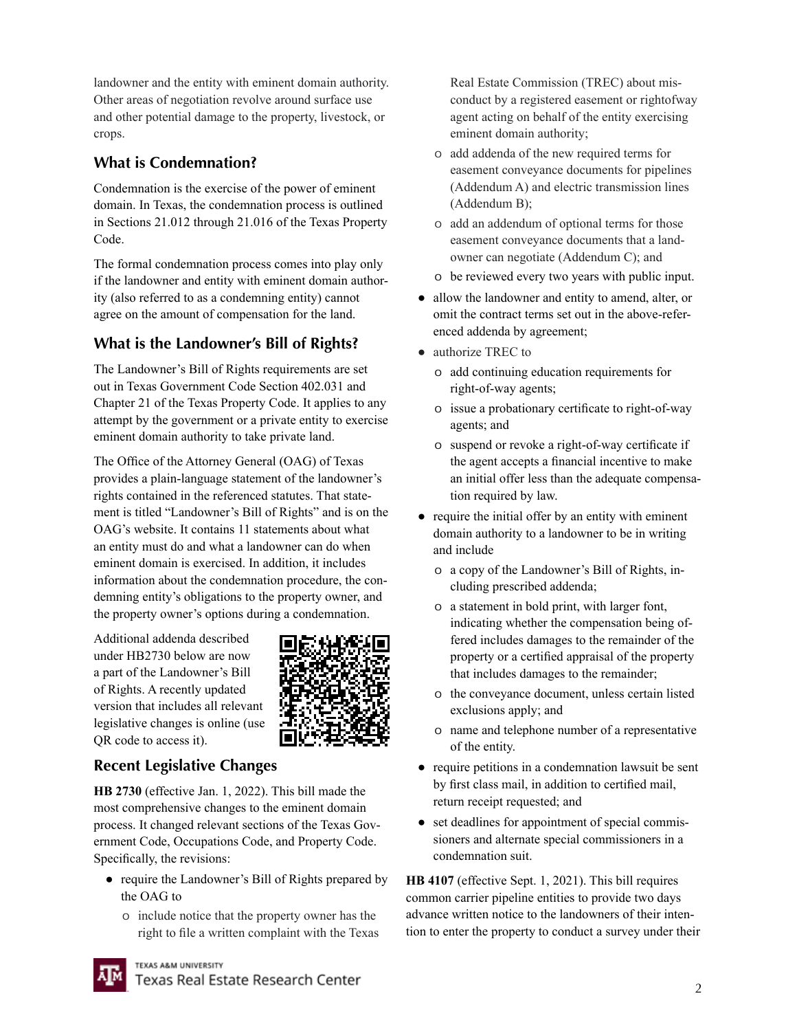landowner and the entity with eminent domain authority. Other areas of negotiation revolve around surface use and other potential damage to the property, livestock, or crops.

## What is Condemnation?

Condemnation is the exercise of the power of eminent domain. In Texas, the condemnation process is outlined in Sections 21.012 through 21.016 of the Texas Property Code.

The formal condemnation process comes into play only if the landowner and entity with eminent domain authority (also referred to as a condemning entity) cannot agree on the amount of compensation for the land.

## What is the Landowner's Bill of Rights?

The Landowner's Bill of Rights requirements are set out in Texas Government Code Section 402.031 and Chapter 21 of the Texas Property Code. It applies to any attempt by the government or a private entity to exercise eminent domain authority to take private land.

The Office of the Attorney General (OAG) of Texas provides a plain-language statement of the landowner's rights contained in the referenced statutes. That statement is titled "Landowner's Bill of Rights" and is on the OAG's website. It contains 11 statements about what an entity must do and what a landowner can do when eminent domain is exercised. In addition, it includes information about the condemnation procedure, the condemning entity's obligations to the property owner, and the property owner's options during a condemnation.

Additional addenda described under HB2730 below are now a part of the Landowner's Bill of Rights. A recently updated version that includes all relevant legislative changes is online (use QR code to access it).

## Recent Legislative Changes

**HB 2730** (effective Jan. 1, 2022). This bill made the most comprehensive changes to the eminent domain process. It changed relevant sections of the Texas Government Code, Occupations Code, and Property Code. Specifically, the revisions:

- require the Landowner's Bill of Rights prepared by the OAG to
  - include notice that the property owner has the right to file a written complaint with the Texas Real Estate Commission (TREC) about misconduct by a registered easement or rightofway agent acting on behalf of the entity exercising eminent domain authority;
  - add addenda of the new required terms for easement conveyance documents for pipelines (Addendum A) and electric transmission lines (Addendum B);
  - add an addendum of optional terms for those easement conveyance documents that a landowner can negotiate (Addendum C); and
  - be reviewed every two years with public input.
- allow the landowner and entity to amend, alter, or omit the contract terms set out in the above-referenced addenda by agreement;
- authorize TREC to
  - add continuing education requirements for right-of-way agents;
  - issue a probationary certificate to right-of-way agents; and
  - suspend or revoke a right-of-way certificate if the agent accepts a financial incentive to make an initial offer less than the adequate compensation required by law.
- require the initial offer by an entity with eminent domain authority to a landowner to be in writing and include
  - a copy of the Landowner's Bill of Rights, including prescribed addenda;
  - a statement in bold print, with larger font, indicating whether the compensation being offered includes damages to the remainder of the property or a certified appraisal of the property that includes damages to the remainder;
  - the conveyance document, unless certain listed exclusions apply; and
  - name and telephone number of a representative of the entity.
- require petitions in a condemnation lawsuit be sent by first class mail, in addition to certified mail, return receipt requested; and
- set deadlines for appointment of special commissioners and alternate special commissioners in a condemnation suit.

**HB 4107** (effective Sept. 1, 2021). This bill requires common carrier pipeline entities to provide two days advance written notice to the landowners of their intention to enter the property to conduct a survey under their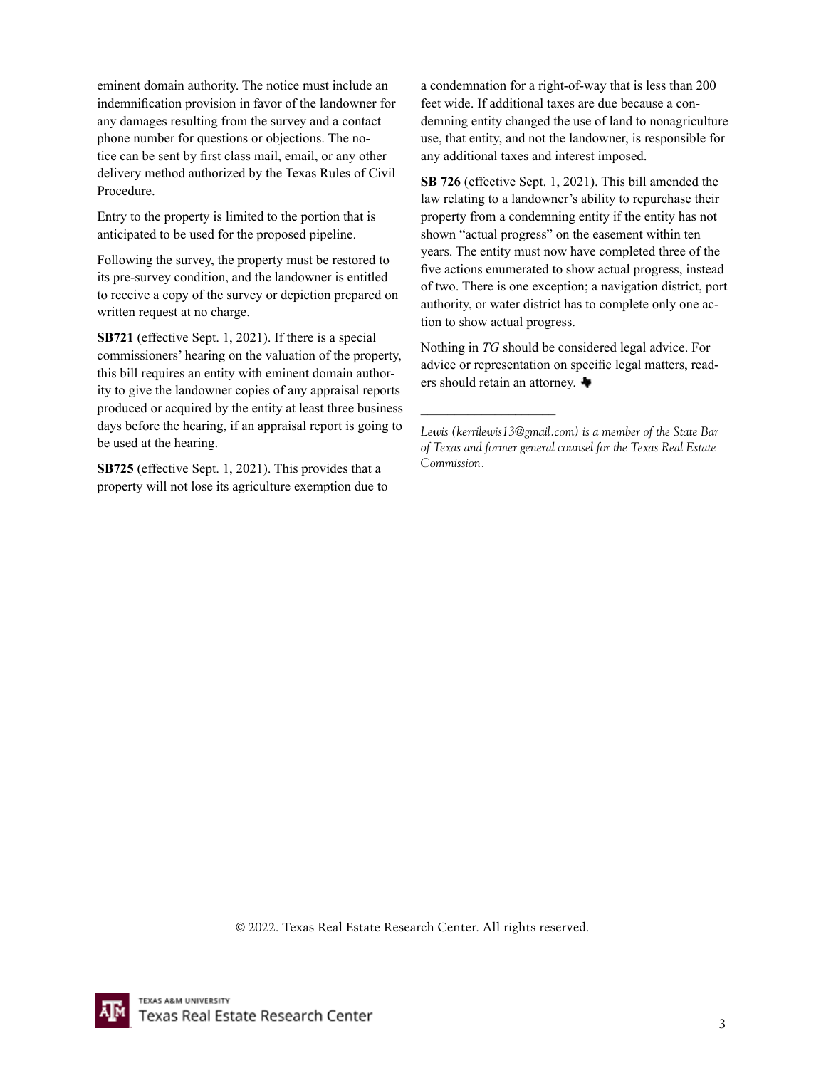eminent domain authority. The notice must include an indemnification provision in favor of the landowner for any damages resulting from the survey and a contact phone number for questions or objections. The notice can be sent by first class mail, email, or any other delivery method authorized by the Texas Rules of Civil Procedure.

Entry to the property is limited to the portion that is anticipated to be used for the proposed pipeline.

Following the survey, the property must be restored to its pre-survey condition, and the landowner is entitled to receive a copy of the survey or depiction prepared on written request at no charge.

**SB721** (effective Sept. 1, 2021). If there is a special commissioners' hearing on the valuation of the property, this bill requires an entity with eminent domain authority to give the landowner copies of any appraisal reports produced or acquired by the entity at least three business days before the hearing, if an appraisal report is going to be used at the hearing.

**SB725** (effective Sept. 1, 2021). This provides that a property will not lose its agriculture exemption due to a condemnation for a right-of-way that is less than 200 feet wide. If additional taxes are due because a condemning entity changed the use of land to nonagriculture use, that entity, and not the landowner, is responsible for any additional taxes and interest imposed.

**SB 726** (effective Sept. 1, 2021). This bill amended the law relating to a landowner's ability to repurchase their property from a condemning entity if the entity has not shown "actual progress" on the easement within ten years. The entity must now have completed three of the five actions enumerated to show actual progress, instead of two. There is one exception; a navigation district, port authority, or water district has to complete only one action to show actual progress.

Nothing in *TG* should be considered legal advice. For advice or representation on specific legal matters, readers should retain an attorney.

---

*Lewis (kerrilewis13@gmail.com) is a member of the State Bar of Texas and former general counsel for the Texas Real Estate Commission.*

© 2022. Texas Real Estate Research Center. All rights reserved.